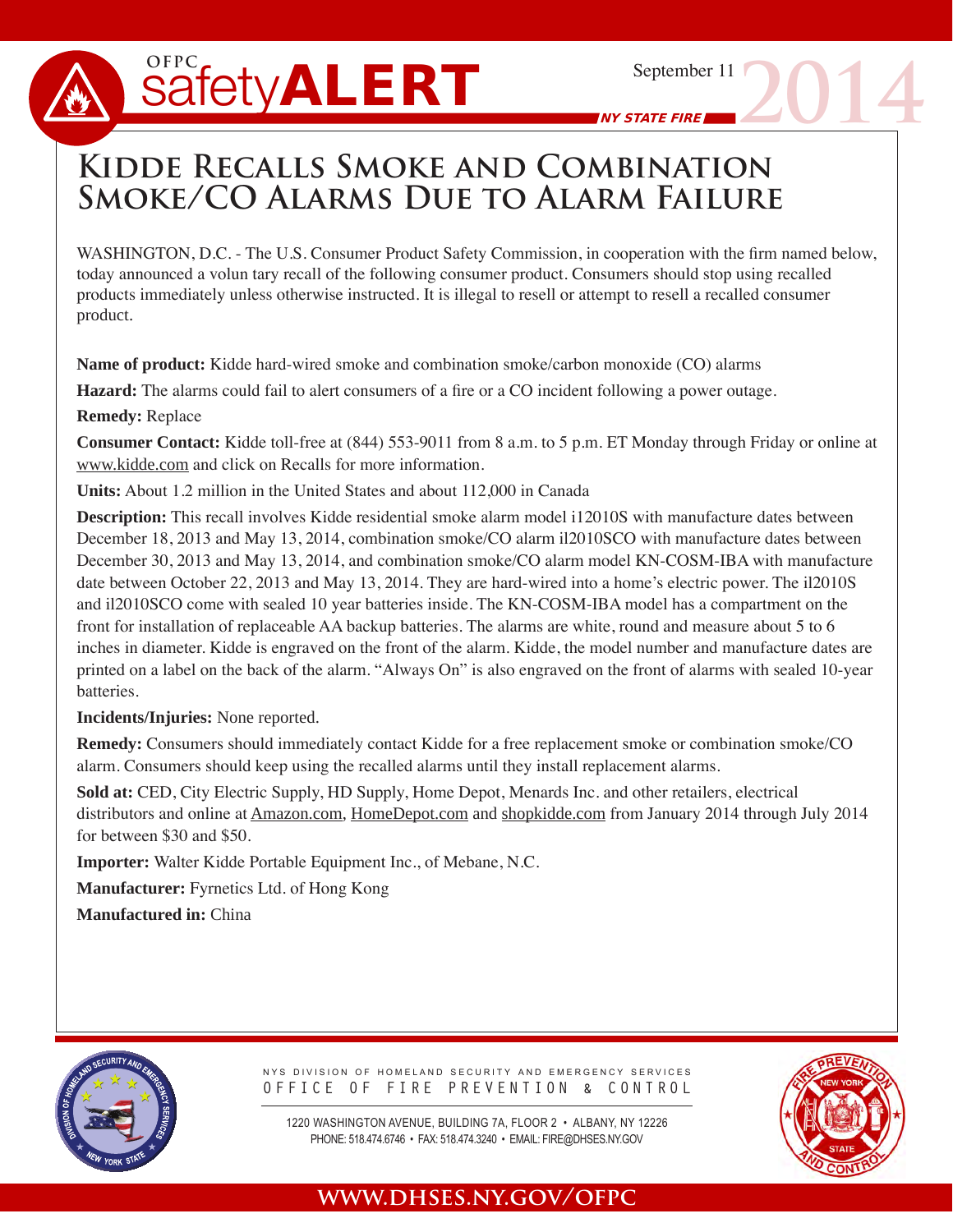OFPC safetyALERT

September 11 2014

NY STATE FIRE

# Kidde Recalls Smoke and Combination Smoke/CO Alarms Due to Alarm Failure

WASHINGTON, D.C. - The U.S. Consumer Product Safety Commission, in cooperation with the firm named below, today announced a volun tary recall of the following consumer product. Consumers should stop using recalled products immediately unless otherwise instructed. It is illegal to resell or attempt to resell a recalled consumer product.

**Name of product:** Kidde hard-wired smoke and combination smoke/carbon monoxide (CO) alarms

**Hazard:** The alarms could fail to alert consumers of a fire or a CO incident following a power outage.

**Remedy:** Replace

**Consumer Contact:** Kidde toll-free at (844) 553-9011 from 8 a.m. to 5 p.m. ET Monday through Friday or online at www.kidde.com and click on Recalls for more information.

**Units:** About 1.2 million in the United States and about 112,000 in Canada

**Description:** This recall involves Kidde residential smoke alarm model i12010S with manufacture dates between December 18, 2013 and May 13, 2014, combination smoke/CO alarm il2010SCO with manufacture dates between December 30, 2013 and May 13, 2014, and combination smoke/CO alarm model KN-COSM-IBA with manufacture date between October 22, 2013 and May 13, 2014. They are hard-wired into a home's electric power. The il2010S and il2010SCO come with sealed 10 year batteries inside. The KN-COSM-IBA model has a compartment on the front for installation of replaceable AA backup batteries. The alarms are white, round and measure about 5 to 6 inches in diameter. Kidde is engraved on the front of the alarm. Kidde, the model number and manufacture dates are printed on a label on the back of the alarm. "Always On" is also engraved on the front of alarms with sealed 10-year batteries.

**Incidents/Injuries:** None reported.

**Remedy:** Consumers should immediately contact Kidde for a free replacement smoke or combination smoke/CO alarm. Consumers should keep using the recalled alarms until they install replacement alarms.

**Sold at:** CED, City Electric Supply, HD Supply, Home Depot, Menards Inc. and other retailers, electrical distributors and online at Amazon.com, HomeDepot.com and shopkidde.com from January 2014 through July 2014 for between $30 and $50.

**Importer:** Walter Kidde Portable Equipment Inc., of Mebane, N.C.

**Manufacturer:** Fyrnetics Ltd. of Hong Kong

**Manufactured in:** China

NYS DIVISION OF HOMELAND SECURITY AND EMERGENCY SERVICES
OFFICE OF FIRE PREVENTION & CONTROL

1220 WASHINGTON AVENUE, BUILDING 7A, FLOOR 2 • ALBANY, NY 12226
PHONE: 518.474.6746 • FAX: 518.474.3240 • EMAIL: FIRE@DHSES.NY.GOV

WWW.DHSES.NY.GOV/OFPC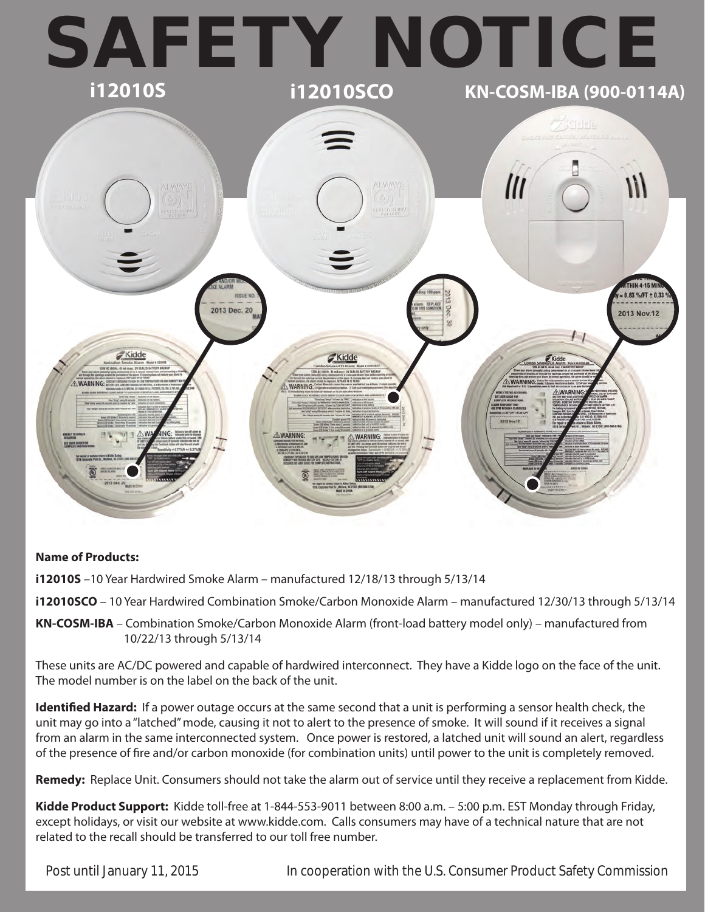# SAFETY NOTICE

**i12010S** | **i12010SCO** | **KN-COSM-IBA (900-0114A)**

**Name of Products:**

**i12010S** –10 Year Hardwired Smoke Alarm – manufactured 12/18/13 through 5/13/14

**i12010SCO** – 10 Year Hardwired Combination Smoke/Carbon Monoxide Alarm – manufactured 12/30/13 through 5/13/14

**KN-COSM-IBA** – Combination Smoke/Carbon Monoxide Alarm (front-load battery model only) – manufactured from 10/22/13 through 5/13/14

These units are AC/DC powered and capable of hardwired interconnect. They have a Kidde logo on the face of the unit. The model number is on the label on the back of the unit.

**Identified Hazard:** If a power outage occurs at the same second that a unit is performing a sensor health check, the unit may go into a "latched" mode, causing it not to alert to the presence of smoke. It will sound if it receives a signal from an alarm in the same interconnected system. Once power is restored, a latched unit will sound an alert, regardless of the presence of fire and/or carbon monoxide (for combination units) until power to the unit is completely removed.

**Remedy:** Replace Unit. Consumers should not take the alarm out of service until they receive a replacement from Kidde.

**Kidde Product Support:** Kidde toll-free at 1-844-553-9011 between 8:00 a.m. – 5:00 p.m. EST Monday through Friday, except holidays, or visit our website at www.kidde.com. Calls consumers may have of a technical nature that are not related to the recall should be transferred to our toll free number.

Post until January 11, 2015

In cooperation with the U.S. Consumer Product Safety Commission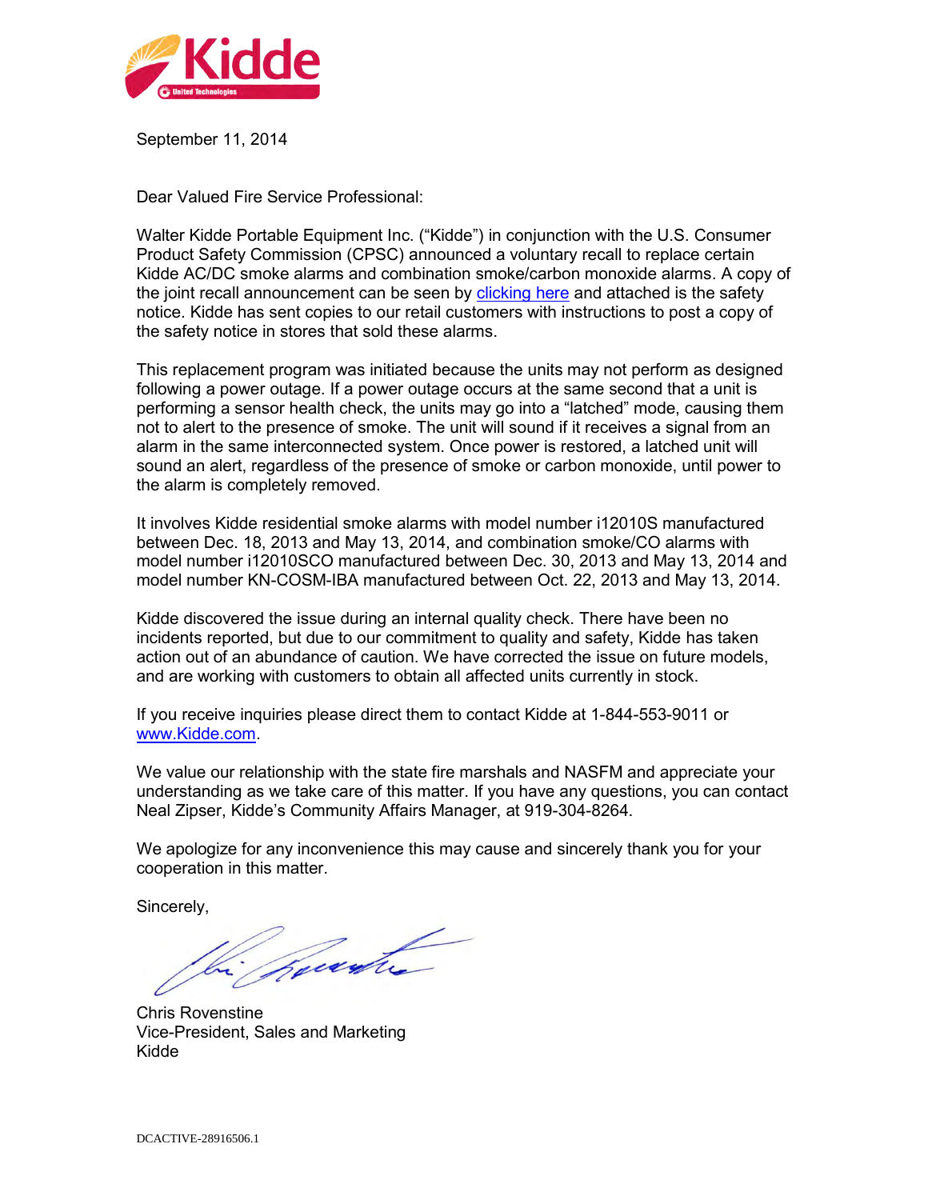Kidde

United Technologies

September 11, 2014

Dear Valued Fire Service Professional:

Walter Kidde Portable Equipment Inc. ("Kidde") in conjunction with the U.S. Consumer Product Safety Commission (CPSC) announced a voluntary recall to replace certain Kidde AC/DC smoke alarms and combination smoke/carbon monoxide alarms. A copy of the joint recall announcement can be seen by clicking here and attached is the safety notice. Kidde has sent copies to our retail customers with instructions to post a copy of the safety notice in stores that sold these alarms.

This replacement program was initiated because the units may not perform as designed following a power outage. If a power outage occurs at the same second that a unit is performing a sensor health check, the units may go into a "latched" mode, causing them not to alert to the presence of smoke. The unit will sound if it receives a signal from an alarm in the same interconnected system. Once power is restored, a latched unit will sound an alert, regardless of the presence of smoke or carbon monoxide, until power to the alarm is completely removed.

It involves Kidde residential smoke alarms with model number i12010S manufactured between Dec. 18, 2013 and May 13, 2014, and combination smoke/CO alarms with model number i12010SCO manufactured between Dec. 30, 2013 and May 13, 2014 and model number KN-COSM-IBA manufactured between Oct. 22, 2013 and May 13, 2014.

Kidde discovered the issue during an internal quality check. There have been no incidents reported, but due to our commitment to quality and safety, Kidde has taken action out of an abundance of caution. We have corrected the issue on future models, and are working with customers to obtain all affected units currently in stock.

If you receive inquiries please direct them to contact Kidde at 1-844-553-9011 or www.Kidde.com.

We value our relationship with the state fire marshals and NASFM and appreciate your understanding as we take care of this matter. If you have any questions, you can contact Neal Zipser, Kidde's Community Affairs Manager, at 919-304-8264.

We apologize for any inconvenience this may cause and sincerely thank you for your cooperation in this matter.

Sincerely,

Chris Rovenstine
Vice-President, Sales and Marketing
Kidde

DCACTIVE-28916506.1